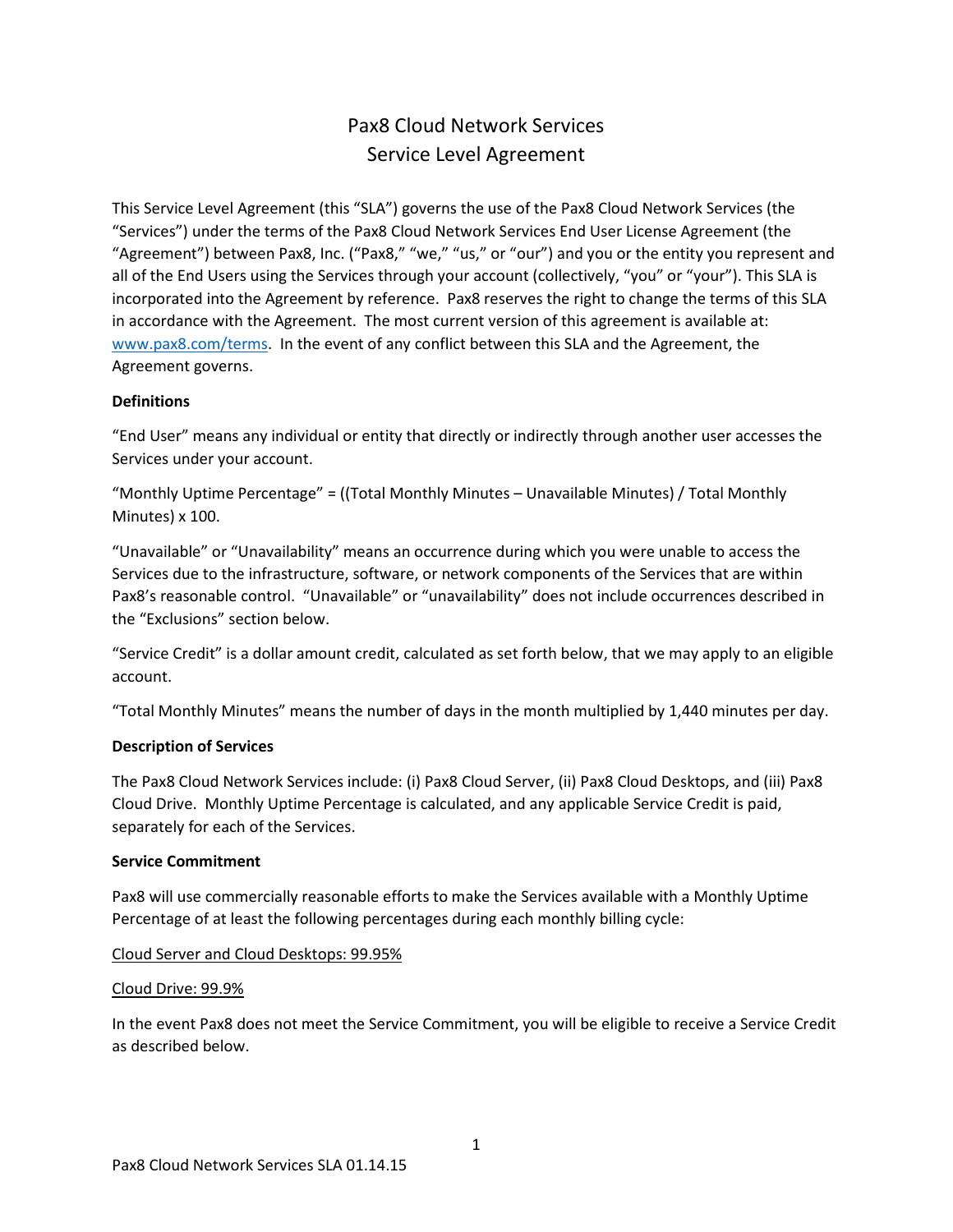# Pax8 Cloud Network Services
# Service Level Agreement

This Service Level Agreement (this "SLA") governs the use of the Pax8 Cloud Network Services (the "Services") under the terms of the Pax8 Cloud Network Services End User License Agreement (the "Agreement") between Pax8, Inc. ("Pax8," "we," "us," or "our") and you or the entity you represent and all of the End Users using the Services through your account (collectively, "you" or "your"). This SLA is incorporated into the Agreement by reference. Pax8 reserves the right to change the terms of this SLA in accordance with the Agreement. The most current version of this agreement is available at: [www.pax8.com/terms](http://www.pax8.com/terms). In the event of any conflict between this SLA and the Agreement, the Agreement governs.

**Definitions**

"End User" means any individual or entity that directly or indirectly through another user accesses the Services under your account.

"Monthly Uptime Percentage" = ((Total Monthly Minutes – Unavailable Minutes) / Total Monthly Minutes) x 100.

"Unavailable" or "Unavailability" means an occurrence during which you were unable to access the Services due to the infrastructure, software, or network components of the Services that are within Pax8's reasonable control. "Unavailable" or "unavailability" does not include occurrences described in the "Exclusions" section below.

"Service Credit" is a dollar amount credit, calculated as set forth below, that we may apply to an eligible account.

"Total Monthly Minutes" means the number of days in the month multiplied by 1,440 minutes per day.

**Description of Services**

The Pax8 Cloud Network Services include: (i) Pax8 Cloud Server, (ii) Pax8 Cloud Desktops, and (iii) Pax8 Cloud Drive. Monthly Uptime Percentage is calculated, and any applicable Service Credit is paid, separately for each of the Services.

**Service Commitment**

Pax8 will use commercially reasonable efforts to make the Services available with a Monthly Uptime Percentage of at least the following percentages during each monthly billing cycle:

Cloud Server and Cloud Desktops: 99.95%

Cloud Drive: 99.9%

In the event Pax8 does not meet the Service Commitment, you will be eligible to receive a Service Credit as described below.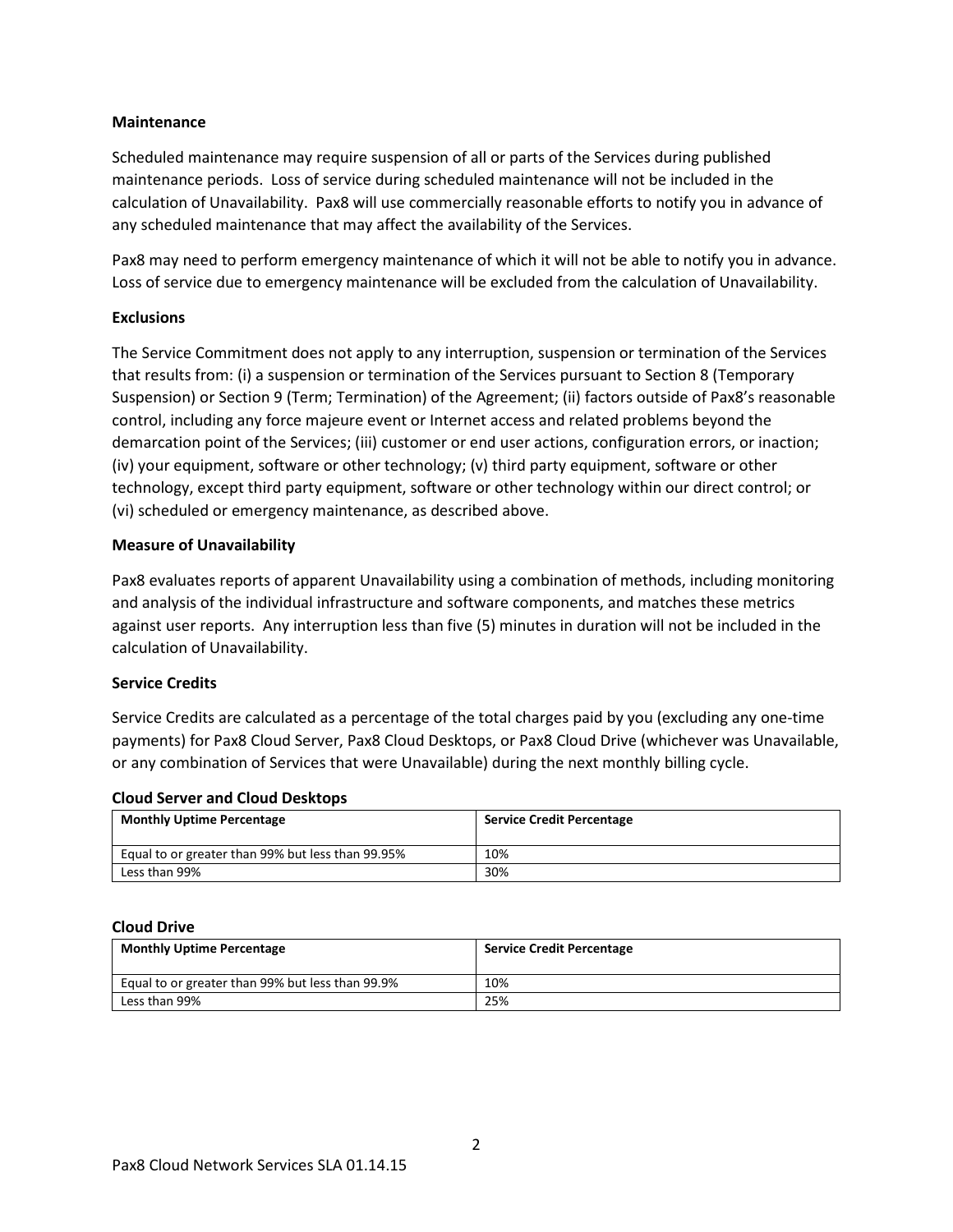**Maintenance**

Scheduled maintenance may require suspension of all or parts of the Services during published maintenance periods. Loss of service during scheduled maintenance will not be included in the calculation of Unavailability. Pax8 will use commercially reasonable efforts to notify you in advance of any scheduled maintenance that may affect the availability of the Services.

Pax8 may need to perform emergency maintenance of which it will not be able to notify you in advance. Loss of service due to emergency maintenance will be excluded from the calculation of Unavailability.

**Exclusions**

The Service Commitment does not apply to any interruption, suspension or termination of the Services that results from: (i) a suspension or termination of the Services pursuant to Section 8 (Temporary Suspension) or Section 9 (Term; Termination) of the Agreement; (ii) factors outside of Pax8's reasonable control, including any force majeure event or Internet access and related problems beyond the demarcation point of the Services; (iii) customer or end user actions, configuration errors, or inaction; (iv) your equipment, software or other technology; (v) third party equipment, software or other technology, except third party equipment, software or other technology within our direct control; or (vi) scheduled or emergency maintenance, as described above.

**Measure of Unavailability**

Pax8 evaluates reports of apparent Unavailability using a combination of methods, including monitoring and analysis of the individual infrastructure and software components, and matches these metrics against user reports. Any interruption less than five (5) minutes in duration will not be included in the calculation of Unavailability.

**Service Credits**

Service Credits are calculated as a percentage of the total charges paid by you (excluding any one-time payments) for Pax8 Cloud Server, Pax8 Cloud Desktops, or Pax8 Cloud Drive (whichever was Unavailable, or any combination of Services that were Unavailable) during the next monthly billing cycle.

**Cloud Server and Cloud Desktops**

| Monthly Uptime Percentage | Service Credit Percentage |
|---|---|
| Equal to or greater than 99% but less than 99.95% | 10% |
| Less than 99% | 30% |

**Cloud Drive**

| Monthly Uptime Percentage | Service Credit Percentage |
|---|---|
| Equal to or greater than 99% but less than 99.9% | 10% |
| Less than 99% | 25% |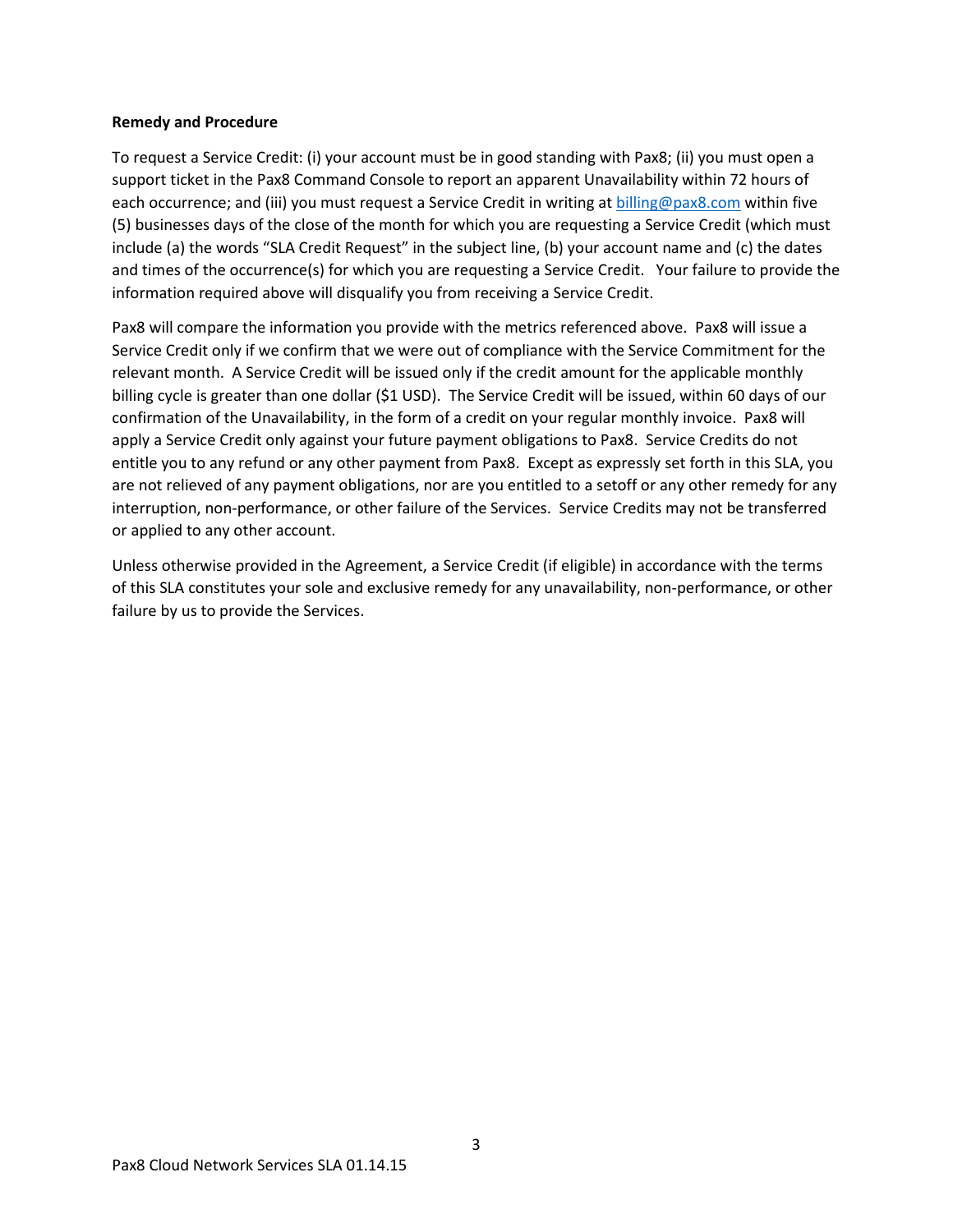**Remedy and Procedure**

To request a Service Credit: (i) your account must be in good standing with Pax8; (ii) you must open a support ticket in the Pax8 Command Console to report an apparent Unavailability within 72 hours of each occurrence; and (iii) you must request a Service Credit in writing at billing@pax8.com within five (5) businesses days of the close of the month for which you are requesting a Service Credit (which must include (a) the words "SLA Credit Request" in the subject line, (b) your account name and (c) the dates and times of the occurrence(s) for which you are requesting a Service Credit. Your failure to provide the information required above will disqualify you from receiving a Service Credit.

Pax8 will compare the information you provide with the metrics referenced above. Pax8 will issue a Service Credit only if we confirm that we were out of compliance with the Service Commitment for the relevant month. A Service Credit will be issued only if the credit amount for the applicable monthly billing cycle is greater than one dollar ($1 USD). The Service Credit will be issued, within 60 days of our confirmation of the Unavailability, in the form of a credit on your regular monthly invoice. Pax8 will apply a Service Credit only against your future payment obligations to Pax8. Service Credits do not entitle you to any refund or any other payment from Pax8. Except as expressly set forth in this SLA, you are not relieved of any payment obligations, nor are you entitled to a setoff or any other remedy for any interruption, non-performance, or other failure of the Services. Service Credits may not be transferred or applied to any other account.

Unless otherwise provided in the Agreement, a Service Credit (if eligible) in accordance with the terms of this SLA constitutes your sole and exclusive remedy for any unavailability, non-performance, or other failure by us to provide the Services.